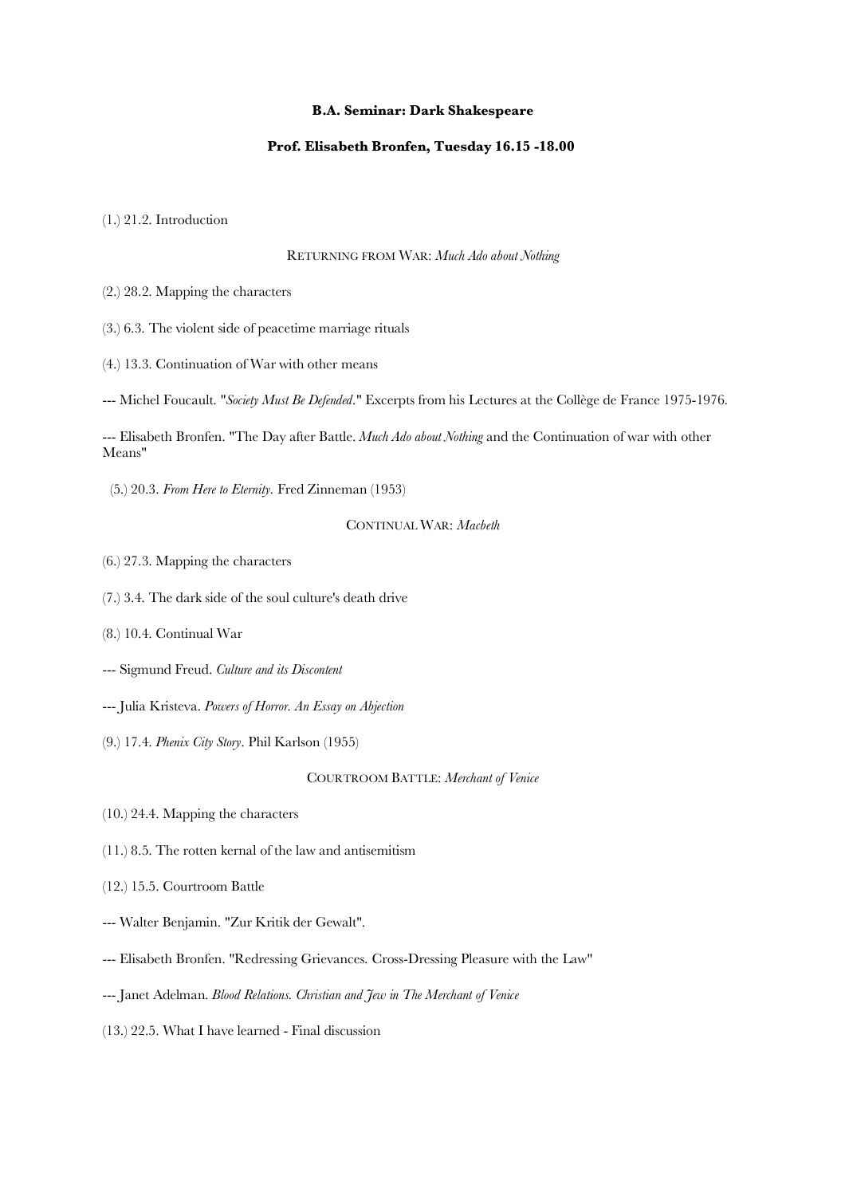**B.A. Seminar: Dark Shakespeare**

**Prof. Elisabeth Bronfen, Tuesday 16.15 -18.00**

(1.) 21.2. Introduction

RETURNING FROM WAR: *Much Ado about Nothing*

(2.) 28.2. Mapping the characters

(3.) 6.3. The violent side of peacetime marriage rituals

(4.) 13.3. Continuation of War with other means

--- Michel Foucault. "*Society Must Be Defended*." Excerpts from his Lectures at the Collège de France 1975-1976.

--- Elisabeth Bronfen. "The Day after Battle. *Much Ado about Nothing* and the Continuation of war with other Means"

(5.) 20.3. *From Here to Eternity*. Fred Zinneman (1953)

CONTINUAL WAR: *Macbeth*

(6.) 27.3. Mapping the characters

(7.) 3.4. The dark side of the soul culture's death drive

(8.) 10.4. Continual War

--- Sigmund Freud. *Culture and its Discontent*

--- Julia Kristeva. *Powers of Horror. An Essay on Abjection*

(9.) 17.4. *Phenix City Story*. Phil Karlson (1955)

COURTROOM BATTLE: *Merchant of Venice*

(10.) 24.4. Mapping the characters

(11.) 8.5. The rotten kernal of the law and antisemitism

(12.) 15.5. Courtroom Battle

--- Walter Benjamin. "Zur Kritik der Gewalt".

--- Elisabeth Bronfen. "Redressing Grievances. Cross-Dressing Pleasure with the Law"

--- Janet Adelman. *Blood Relations. Christian and Jew in The Merchant of Venice*

(13.) 22.5. What I have learned - Final discussion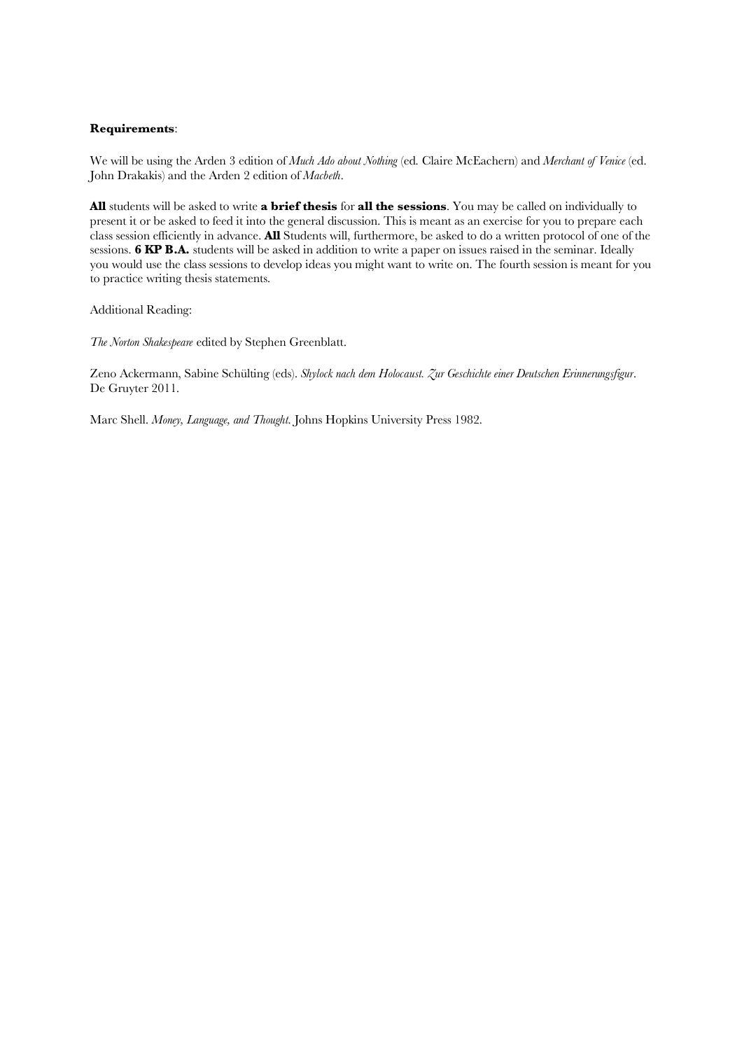**Requirements**:

We will be using the Arden 3 edition of *Much Ado about Nothing* (ed. Claire McEachern) and *Merchant of Venice* (ed. John Drakakis) and the Arden 2 edition of *Macbeth*.

**All** students will be asked to write **a brief thesis** for **all the sessions**. You may be called on individually to present it or be asked to feed it into the general discussion. This is meant as an exercise for you to prepare each class session efficiently in advance. **All** Students will, furthermore, be asked to do a written protocol of one of the sessions. **6 KP B.A.** students will be asked in addition to write a paper on issues raised in the seminar. Ideally you would use the class sessions to develop ideas you might want to write on. The fourth session is meant for you to practice writing thesis statements.

Additional Reading:

*The Norton Shakespeare* edited by Stephen Greenblatt.

Zeno Ackermann, Sabine Schülting (eds). *Shylock nach dem Holocaust. Zur Geschichte einer Deutschen Erinnerungsfigur*. De Gruyter 2011.

Marc Shell. *Money, Language, and Thought*. Johns Hopkins University Press 1982.